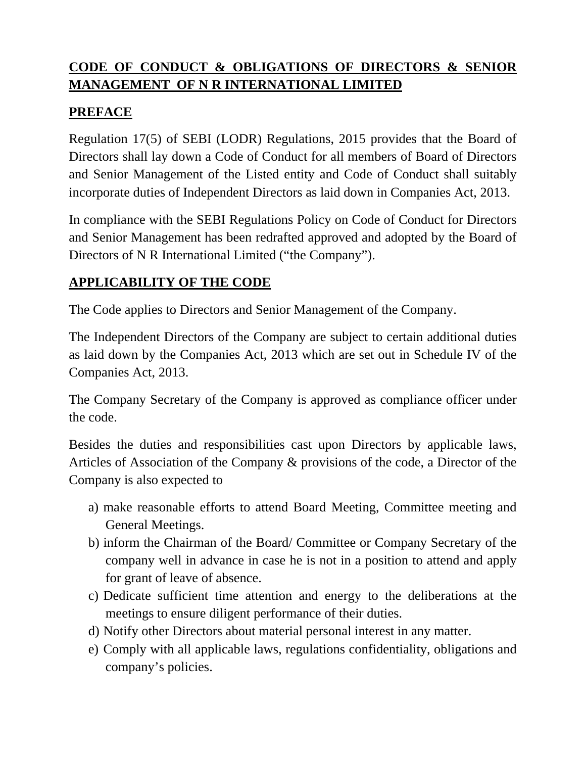## **CODE OF CONDUCT & OBLIGATIONS OF DIRECTORS & SENIOR MANAGEMENT OF N R INTERNATIONAL LIMITED**

## **PREFACE**

Regulation 17(5) of SEBI (LODR) Regulations, 2015 provides that the Board of Directors shall lay down a Code of Conduct for all members of Board of Directors and Senior Management of the Listed entity and Code of Conduct shall suitably incorporate duties of Independent Directors as laid down in Companies Act, 2013.

In compliance with the SEBI Regulations Policy on Code of Conduct for Directors and Senior Management has been redrafted approved and adopted by the Board of Directors of N R International Limited ("the Company").

## **APPLICABILITY OF THE CODE**

The Code applies to Directors and Senior Management of the Company.

The Independent Directors of the Company are subject to certain additional duties as laid down by the Companies Act, 2013 which are set out in Schedule IV of the Companies Act, 2013.

The Company Secretary of the Company is approved as compliance officer under the code.

Besides the duties and responsibilities cast upon Directors by applicable laws, Articles of Association of the Company & provisions of the code, a Director of the Company is also expected to

a) make reasonable efforts to attend Board Meeting, Committee meeting and General Meetings.
b) inform the Chairman of the Board/ Committee or Company Secretary of the company well in advance in case he is not in a position to attend and apply for grant of leave of absence.
c) Dedicate sufficient time attention and energy to the deliberations at the meetings to ensure diligent performance of their duties.
d) Notify other Directors about material personal interest in any matter.
e) Comply with all applicable laws, regulations confidentiality, obligations and company's policies.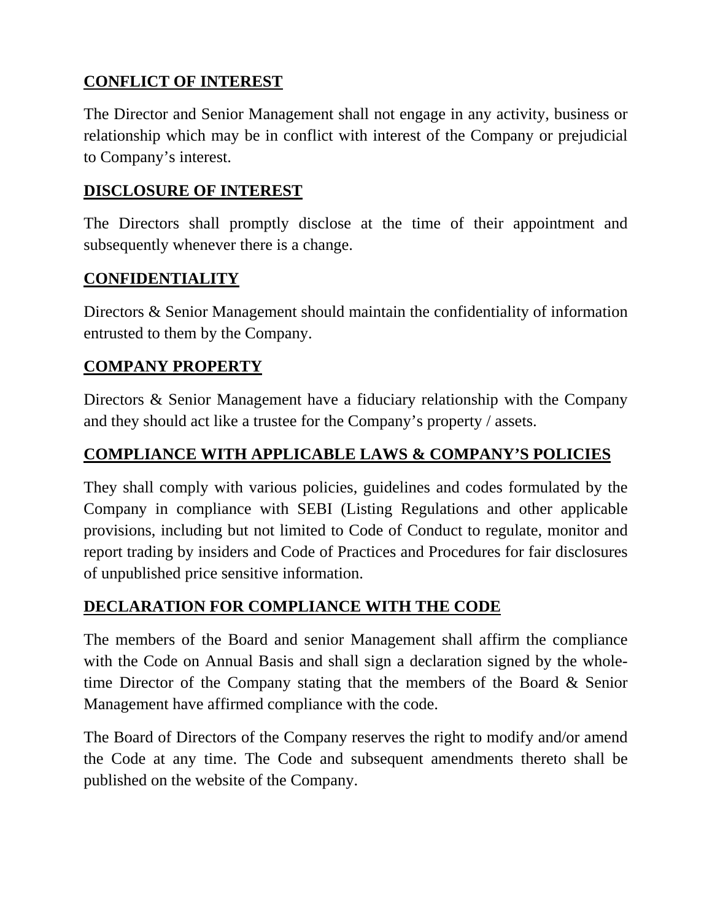## CONFLICT OF INTEREST

The Director and Senior Management shall not engage in any activity, business or relationship which may be in conflict with interest of the Company or prejudicial to Company's interest.

## DISCLOSURE OF INTEREST

The Directors shall promptly disclose at the time of their appointment and subsequently whenever there is a change.

## CONFIDENTIALITY

Directors & Senior Management should maintain the confidentiality of information entrusted to them by the Company.

## COMPANY PROPERTY

Directors & Senior Management have a fiduciary relationship with the Company and they should act like a trustee for the Company's property / assets.

## COMPLIANCE WITH APPLICABLE LAWS & COMPANY'S POLICIES

They shall comply with various policies, guidelines and codes formulated by the Company in compliance with SEBI (Listing Regulations and other applicable provisions, including but not limited to Code of Conduct to regulate, monitor and report trading by insiders and Code of Practices and Procedures for fair disclosures of unpublished price sensitive information.

## DECLARATION FOR COMPLIANCE WITH THE CODE

The members of the Board and senior Management shall affirm the compliance with the Code on Annual Basis and shall sign a declaration signed by the whole-time Director of the Company stating that the members of the Board & Senior Management have affirmed compliance with the code.

The Board of Directors of the Company reserves the right to modify and/or amend the Code at any time. The Code and subsequent amendments thereto shall be published on the website of the Company.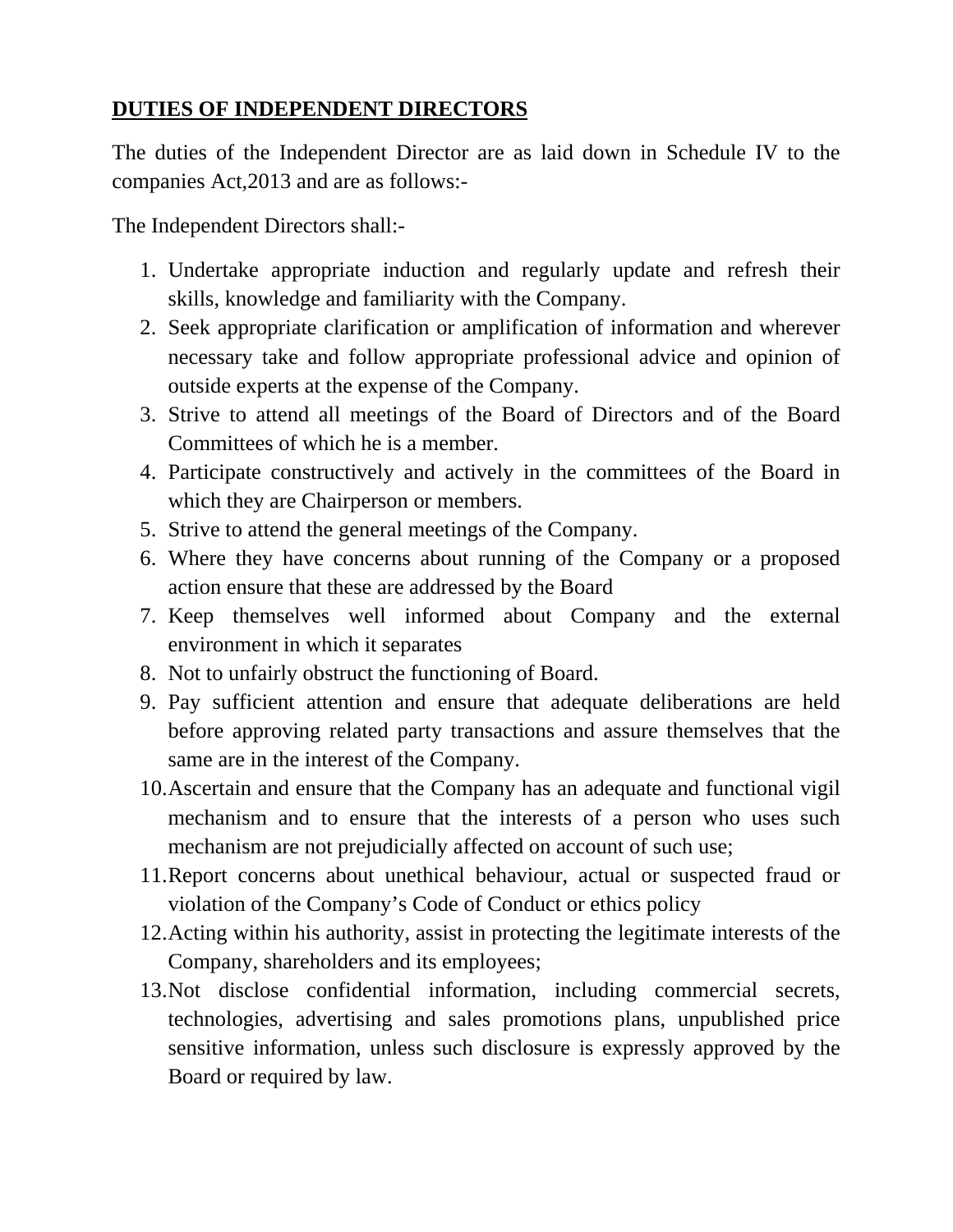## DUTIES OF INDEPENDENT DIRECTORS

The duties of the Independent Director are as laid down in Schedule IV to the companies Act,2013 and are as follows:-

The Independent Directors shall:-

1. Undertake appropriate induction and regularly update and refresh their skills, knowledge and familiarity with the Company.
2. Seek appropriate clarification or amplification of information and wherever necessary take and follow appropriate professional advice and opinion of outside experts at the expense of the Company.
3. Strive to attend all meetings of the Board of Directors and of the Board Committees of which he is a member.
4. Participate constructively and actively in the committees of the Board in which they are Chairperson or members.
5. Strive to attend the general meetings of the Company.
6. Where they have concerns about running of the Company or a proposed action ensure that these are addressed by the Board
7. Keep themselves well informed about Company and the external environment in which it separates
8. Not to unfairly obstruct the functioning of Board.
9. Pay sufficient attention and ensure that adequate deliberations are held before approving related party transactions and assure themselves that the same are in the interest of the Company.
10. Ascertain and ensure that the Company has an adequate and functional vigil mechanism and to ensure that the interests of a person who uses such mechanism are not prejudicially affected on account of such use;
11. Report concerns about unethical behaviour, actual or suspected fraud or violation of the Company's Code of Conduct or ethics policy
12. Acting within his authority, assist in protecting the legitimate interests of the Company, shareholders and its employees;
13. Not disclose confidential information, including commercial secrets, technologies, advertising and sales promotions plans, unpublished price sensitive information, unless such disclosure is expressly approved by the Board or required by law.